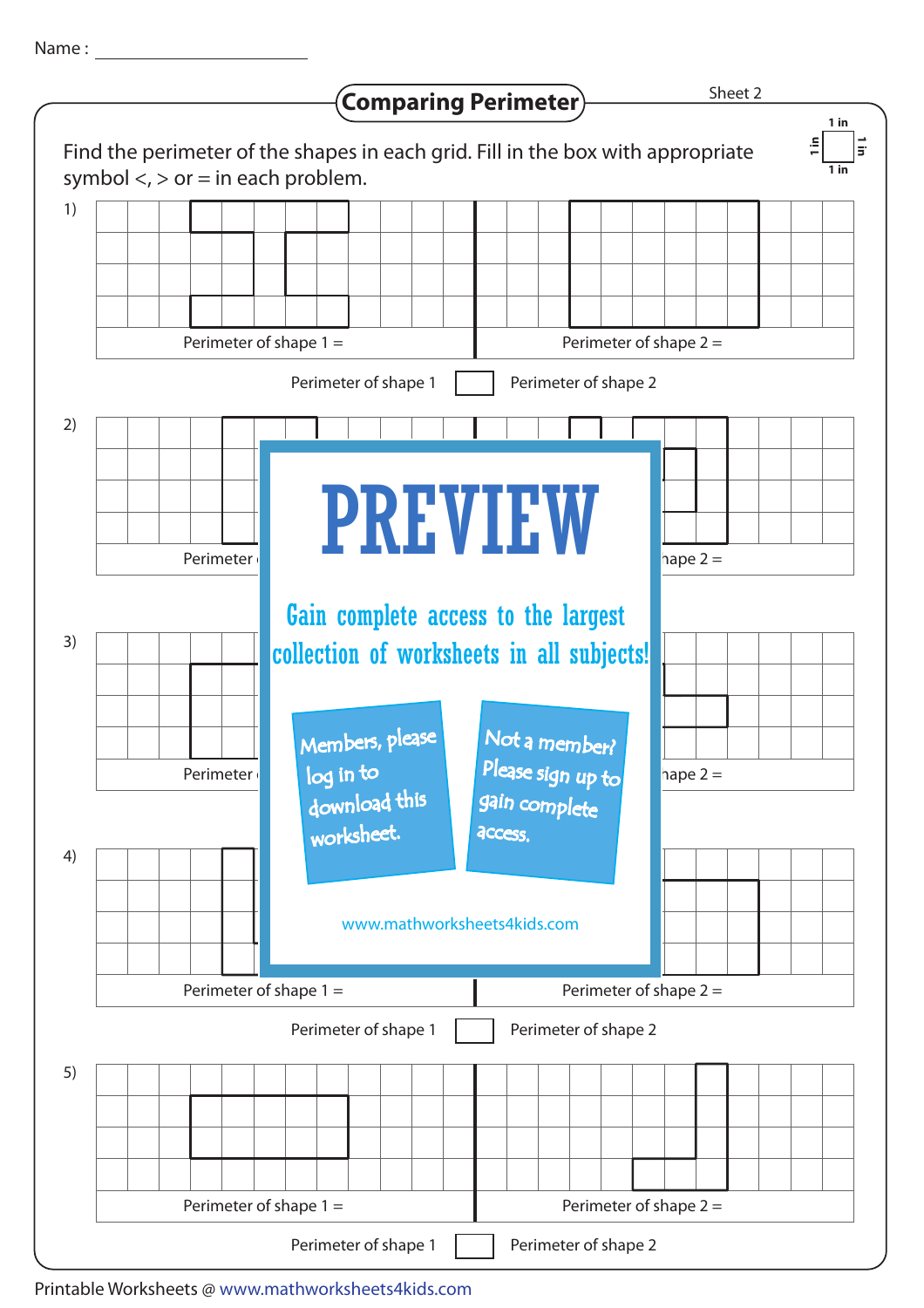Name : ______________________

# Comparing Perimeter

Sheet 2

Find the perimeter of the shapes in each grid. Fill in the box with appropriate symbol <, > or = in each problem.

1 in

1)

Perimeter of shape 1 =

Perimeter of shape 2 =

Perimeter of shape 1 ☐ Perimeter of shape 2

2)

Perimeter

hape 2 =

# PREVIEW

Gain complete access to the largest collection of worksheets in all subjects!

Members, please log in to download this worksheet.

Not a member? Please sign up to gain complete access.

www.mathworksheets4kids.com

3)

Perimeter

hape 2 =

4)

Perimeter of shape 1 =

Perimeter of shape 2 =

Perimeter of shape 1 ☐ Perimeter of shape 2

5)

Perimeter of shape 1 =

Perimeter of shape 2 =

Perimeter of shape 1 ☐ Perimeter of shape 2

Printable Worksheets @ www.mathworksheets4kids.com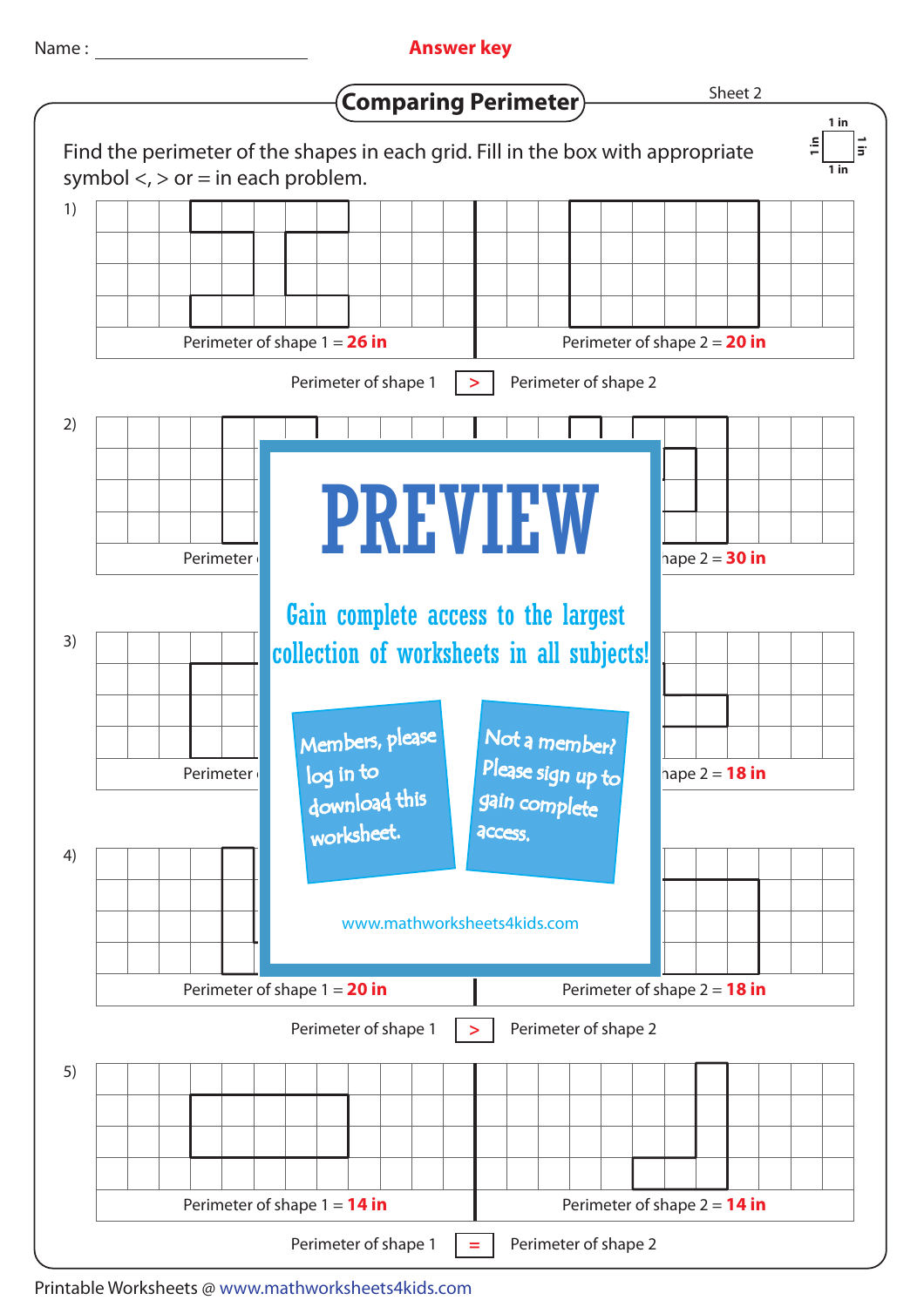Name : ____________________ **Answer key**

# Comparing Perimeter

Sheet 2

Find the perimeter of the shapes in each grid. Fill in the box with appropriate symbol <, > or = in each problem.

1 in

1)

Perimeter of shape 1 = **26 in**

Perimeter of shape 2 = **20 in**

Perimeter of shape 1 [ **>** ] Perimeter of shape 2

2)

Perimeter

hape 2 = **30 in**

3)

Perimeter

hape 2 = **18 in**

PREVIEW

Gain complete access to the largest collection of worksheets in all subjects!

Members, please log in to download this worksheet.

Not a member? Please sign up to gain complete access.

www.mathworksheets4kids.com

4)

Perimeter of shape 1 = **20 in**

Perimeter of shape 2 = **18 in**

Perimeter of shape 1 [ **>** ] Perimeter of shape 2

5)

Perimeter of shape 1 = **14 in**

Perimeter of shape 2 = **14 in**

Perimeter of shape 1 [ **=** ] Perimeter of shape 2

Printable Worksheets @ www.mathworksheets4kids.com